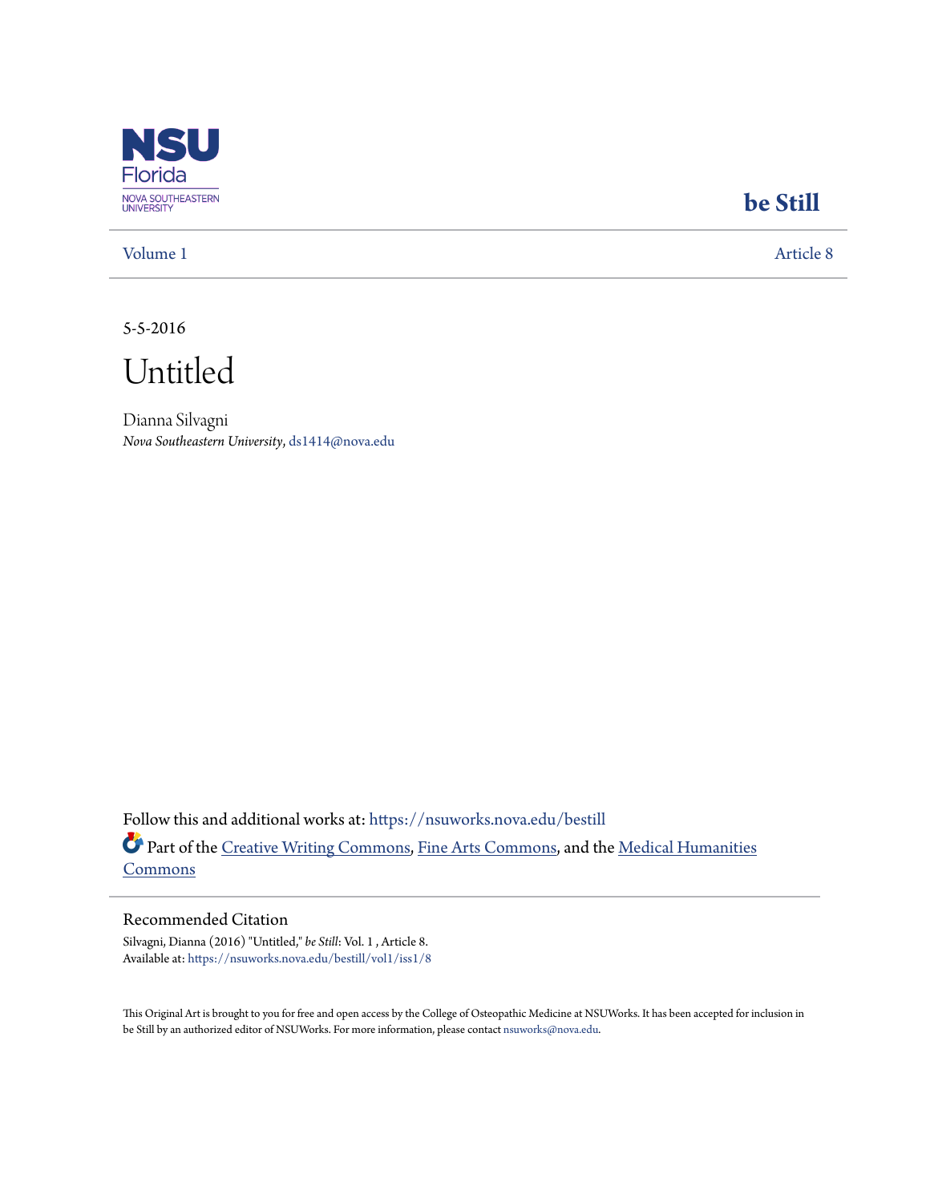NSU Florida
NOVA SOUTHEASTERN UNIVERSITY

**be Still**

Volume 1 | Article 8

5-5-2016

# Untitled

Dianna Silvagni
*Nova Southeastern University*, ds1414@nova.edu

Follow this and additional works at: https://nsuworks.nova.edu/bestill

Part of the Creative Writing Commons, Fine Arts Commons, and the Medical Humanities Commons

## Recommended Citation

Silvagni, Dianna (2016) "Untitled," *be Still*: Vol. 1 , Article 8.
Available at: https://nsuworks.nova.edu/bestill/vol1/iss1/8

This Original Art is brought to you for free and open access by the College of Osteopathic Medicine at NSUWorks. It has been accepted for inclusion in be Still by an authorized editor of NSUWorks. For more information, please contact nsuworks@nova.edu.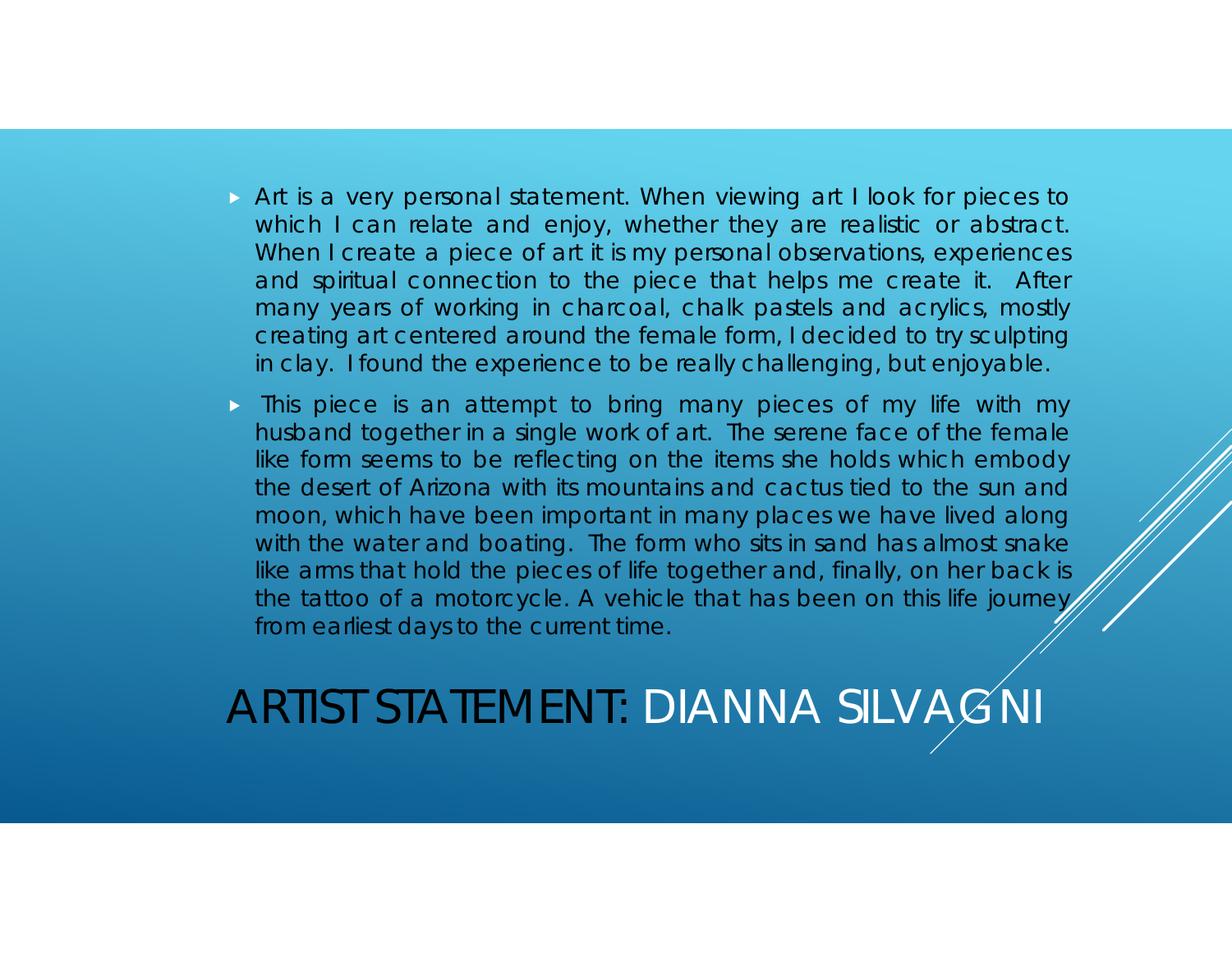- Art is a very personal statement. When viewing art I look for pieces to which I can relate and enjoy, whether they are realistic or abstract. When I create a piece of art it is my personal observations, experiences and spiritual connection to the piece that helps me create it. After many years of working in charcoal, chalk pastels and acrylics, mostly creating art centered around the female form, I decided to try sculpting in clay. I found the experience to be really challenging, but enjoyable.
- This piece is an attempt to bring many pieces of my life with my husband together in a single work of art. The serene face of the female like form seems to be reflecting on the items she holds which embody the desert of Arizona with its mountains and cactus tied to the sun and moon, which have been important in many places we have lived along with the water and boating. The form who sits in sand has almost snake like arms that hold the pieces of life together and, finally, on her back is the tattoo of a motorcycle. A vehicle that has been on this life journey from earliest days to the current time.

# ARTIST STATEMENT: DIANNA SILVAGNI